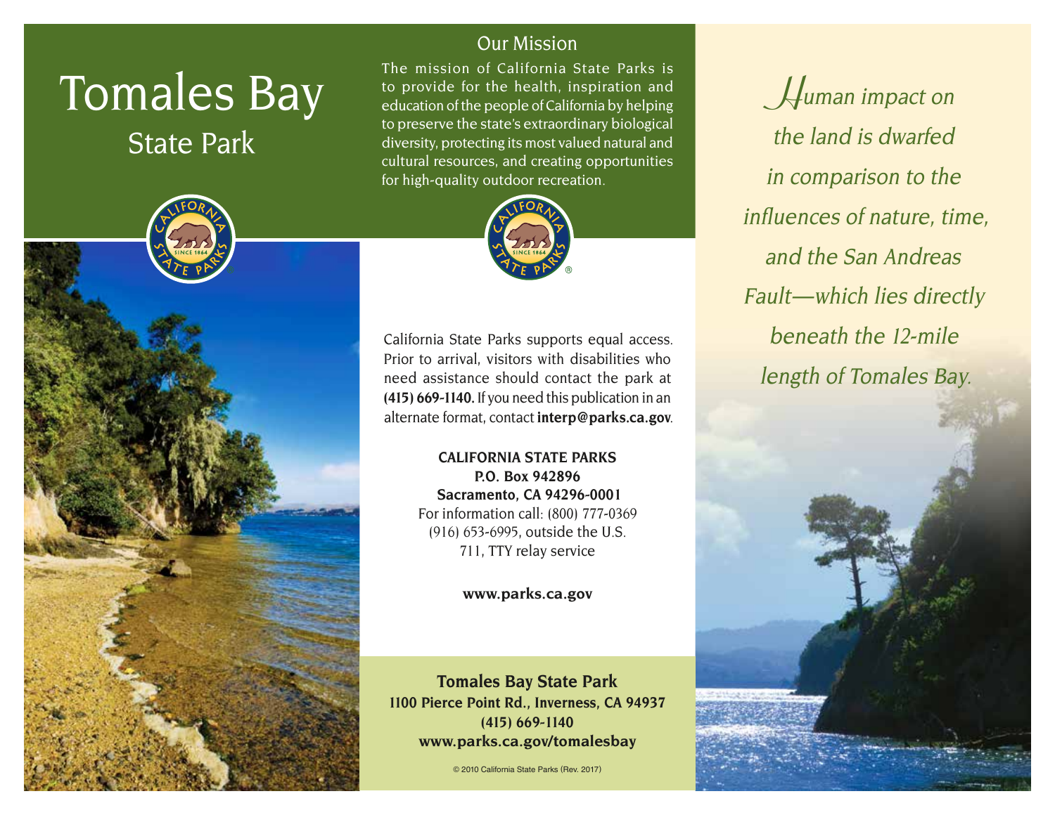# Tomales Bay
## State Park

## Our Mission

The mission of California State Parks is to provide for the health, inspiration and education of the people of California by helping to preserve the state's extraordinary biological diversity, protecting its most valued natural and cultural resources, and creating opportunities for high-quality outdoor recreation.

California State Parks supports equal access. Prior to arrival, visitors with disabilities who need assistance should contact the park at **(415) 669-1140.** If you need this publication in an alternate format, contact **interp@parks.ca.gov**.

**CALIFORNIA STATE PARKS**
**P.O. Box 942896**
**Sacramento, CA 94296-0001**
For information call: (800) 777-0369
(916) 653-6995, outside the U.S.
711, TTY relay service

**www.parks.ca.gov**

**Tomales Bay State Park**
**1100 Pierce Point Rd., Inverness, CA 94937**
**(415) 669-1140**
**www.parks.ca.gov/tomalesbay**

© 2010 California State Parks (Rev. 2017)

*Human impact on the land is dwarfed in comparison to the influences of nature, time, and the San Andreas Fault—which lies directly beneath the 12-mile length of Tomales Bay.*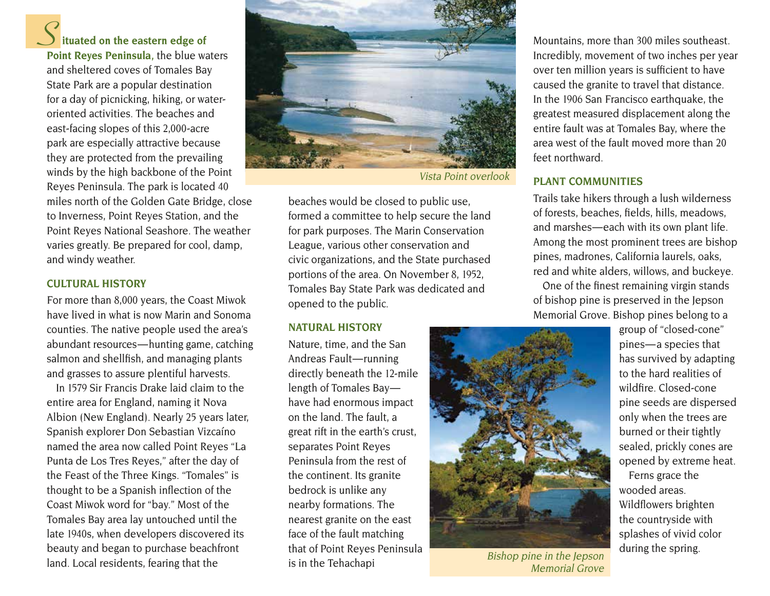**Situated on the eastern edge of Point Reyes Peninsula,** the blue waters and sheltered coves of Tomales Bay State Park are a popular destination for a day of picnicking, hiking, or water-oriented activities. The beaches and east-facing slopes of this 2,000-acre park are especially attractive because they are protected from the prevailing winds by the high backbone of the Point Reyes Peninsula. The park is located 40 miles north of the Golden Gate Bridge, close to Inverness, Point Reyes Station, and the Point Reyes National Seashore. The weather varies greatly. Be prepared for cool, damp, and windy weather.

*Vista Point overlook*

## CULTURAL HISTORY

For more than 8,000 years, the Coast Miwok have lived in what is now Marin and Sonoma counties. The native people used the area's abundant resources—hunting game, catching salmon and shellfish, and managing plants and grasses to assure plentiful harvests.

In 1579 Sir Francis Drake laid claim to the entire area for England, naming it Nova Albion (New England). Nearly 25 years later, Spanish explorer Don Sebastian Vizcaíno named the area now called Point Reyes "La Punta de Los Tres Reyes," after the day of the Feast of the Three Kings. "Tomales" is thought to be a Spanish inflection of the Coast Miwok word for "bay." Most of the Tomales Bay area lay untouched until the late 1940s, when developers discovered its beauty and began to purchase beachfront land. Local residents, fearing that the beaches would be closed to public use, formed a committee to help secure the land for park purposes. The Marin Conservation League, various other conservation and civic organizations, and the State purchased portions of the area. On November 8, 1952, Tomales Bay State Park was dedicated and opened to the public.

## NATURAL HISTORY

Nature, time, and the San Andreas Fault—running directly beneath the 12-mile length of Tomales Bay—have had enormous impact on the land. The fault, a great rift in the earth's crust, separates Point Reyes Peninsula from the rest of the continent. Its granite bedrock is unlike any nearby formations. The nearest granite on the east face of the fault matching that of Point Reyes Peninsula is in the Tehachapi Mountains, more than 300 miles southeast. Incredibly, movement of two inches per year over ten million years is sufficient to have caused the granite to travel that distance. In the 1906 San Francisco earthquake, the greatest measured displacement along the entire fault was at Tomales Bay, where the area west of the fault moved more than 20 feet northward.

## PLANT COMMUNITIES

Trails take hikers through a lush wilderness of forests, beaches, fields, hills, meadows, and marshes—each with its own plant life. Among the most prominent trees are bishop pines, madrones, California laurels, oaks, red and white alders, willows, and buckeye.

One of the finest remaining virgin stands of bishop pine is preserved in the Jepson Memorial Grove. Bishop pines belong to a group of "closed-cone" pines—a species that has survived by adapting to the hard realities of wildfire. Closed-cone pine seeds are dispersed only when the trees are burned or their tightly sealed, prickly cones are opened by extreme heat.

Ferns grace the wooded areas. Wildflowers brighten the countryside with splashes of vivid color during the spring.

*Bishop pine in the Jepson Memorial Grove*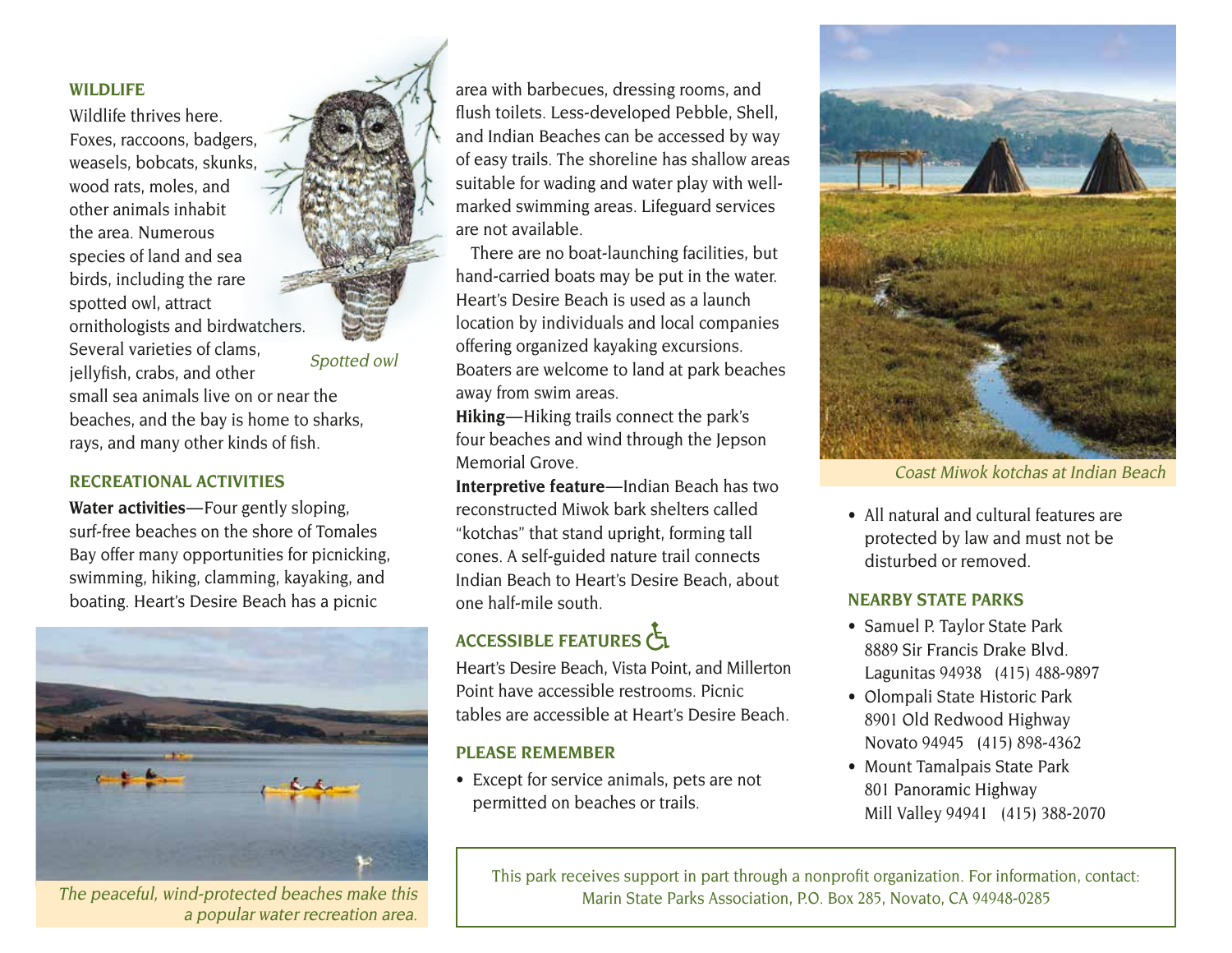## WILDLIFE

Wildlife thrives here. Foxes, raccoons, badgers, weasels, bobcats, skunks, wood rats, moles, and other animals inhabit the area. Numerous species of land and sea birds, including the rare spotted owl, attract ornithologists and birdwatchers. Several varieties of clams, jellyfish, crabs, and other small sea animals live on or near the beaches, and the bay is home to sharks, rays, and many other kinds of fish.

*Spotted owl*

## RECREATIONAL ACTIVITIES

**Water activities**—Four gently sloping, surf-free beaches on the shore of Tomales Bay offer many opportunities for picnicking, swimming, hiking, clamming, kayaking, and boating. Heart's Desire Beach has a picnic area with barbecues, dressing rooms, and flush toilets. Less-developed Pebble, Shell, and Indian Beaches can be accessed by way of easy trails. The shoreline has shallow areas suitable for wading and water play with well-marked swimming areas. Lifeguard services are not available.

There are no boat-launching facilities, but hand-carried boats may be put in the water. Heart's Desire Beach is used as a launch location by individuals and local companies offering organized kayaking excursions. Boaters are welcome to land at park beaches away from swim areas.

**Hiking**—Hiking trails connect the park's four beaches and wind through the Jepson Memorial Grove.

**Interpretive feature**—Indian Beach has two reconstructed Miwok bark shelters called "kotchas" that stand upright, forming tall cones. A self-guided nature trail connects Indian Beach to Heart's Desire Beach, about one half-mile south.

*The peaceful, wind-protected beaches make this a popular water recreation area.*

## ACCESSIBLE FEATURES

Heart's Desire Beach, Vista Point, and Millerton Point have accessible restrooms. Picnic tables are accessible at Heart's Desire Beach.

## PLEASE REMEMBER

- Except for service animals, pets are not permitted on beaches or trails.
- All natural and cultural features are protected by law and must not be disturbed or removed.

*Coast Miwok kotchas at Indian Beach*

## NEARBY STATE PARKS

- Samuel P. Taylor State Park
  8889 Sir Francis Drake Blvd.
  Lagunitas 94938 (415) 488-9897
- Olompali State Historic Park
  8901 Old Redwood Highway
  Novato 94945 (415) 898-4362
- Mount Tamalpais State Park
  801 Panoramic Highway
  Mill Valley 94941 (415) 388-2070

This park receives support in part through a nonprofit organization. For information, contact:
Marin State Parks Association, P.O. Box 285, Novato, CA 94948-0285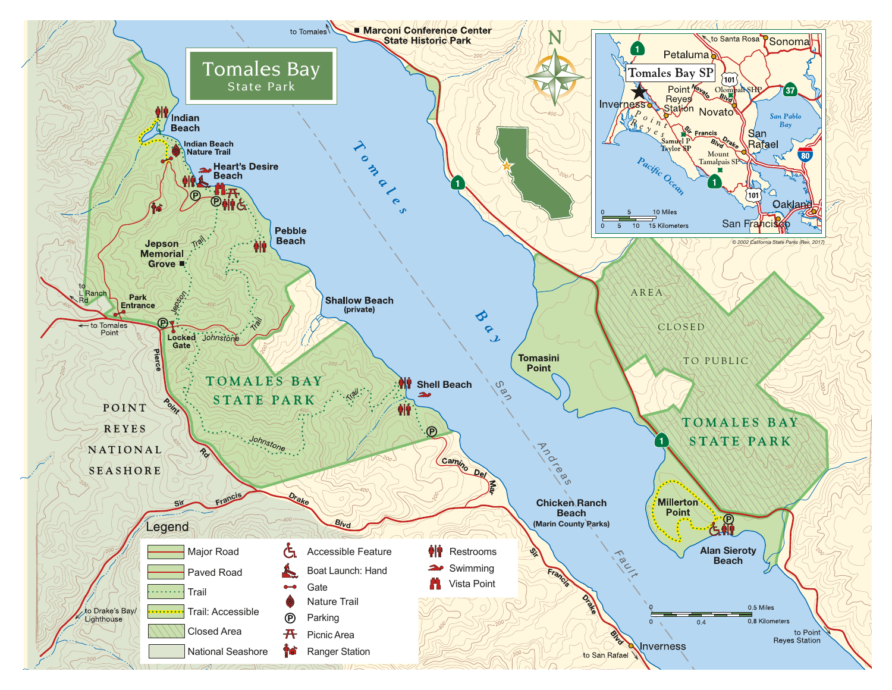# Tomales Bay State Park

Marconi Conference Center State Historic Park

to Tomales

Indian Beach

Indian Beach Nature Trail

Heart's Desire Beach

Pebble Beach

Jepson Memorial Grove

Park Entrance

to L Ranch Rd

to Tomales Point

Locked Gate

Shallow Beach (private)

Shell Beach

TOMALES BAY STATE PARK

POINT REYES NATIONAL SEASHORE

Pierce Point Rd

Sir Francis Drake Blvd

Camino Del Mar

Tomales Bay

San Andreas Fault

Tomasini Point

AREA CLOSED TO PUBLIC

TOMALES BAY STATE PARK

Millerton Point

Alan Sieroty Beach

Chicken Ranch Beach (Marin County Parks)

Inverness

to San Rafael

to Point Reyes Station

to Drake's Bay/ Lighthouse

Tomales Bay SP

to Santa Rosa

Sonoma

Petaluma

Point Reyes Station

Inverness

Novato

Olompali SHP

San Pablo Bay

San Rafael

Samuel P. Taylor SP

Mount Tamalpais SP

Pacific Ocean

Oakland

San Francisco

0 5 10 Miles

0 5 10 15 Kilometers

© 2002 California State Parks (Rev. 2017)

0 0.5 Miles

0 0.4 0.8 Kilometers

## Legend

- Major Road
- Paved Road
- Trail
- Trail: Accessible
- Closed Area
- National Seashore
- Accessible Feature
- Boat Launch: Hand
- Gate
- Nature Trail
- Parking
- Picnic Area
- Ranger Station
- Restrooms
- Swimming
- Vista Point